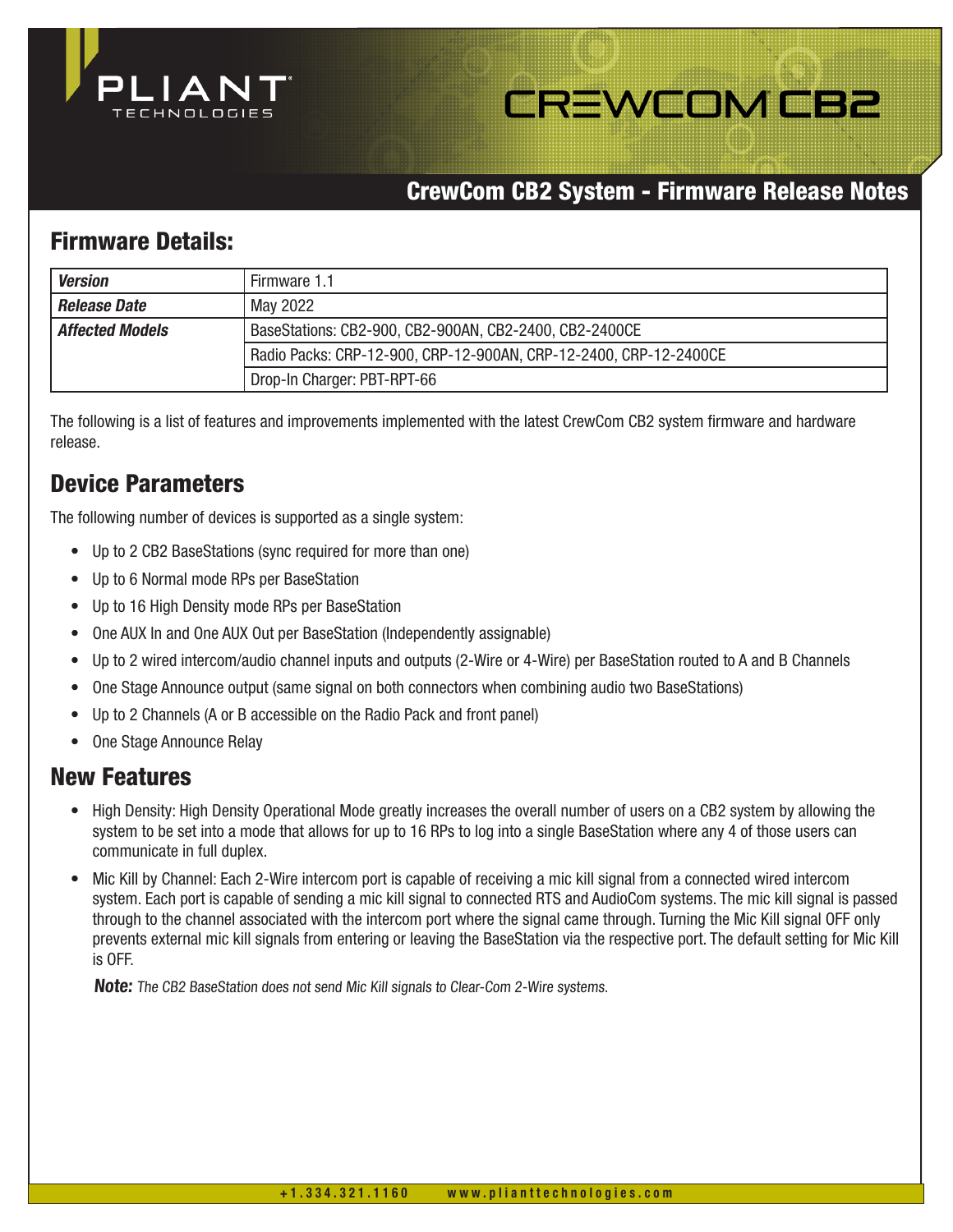# CrewCom CB2 System - Firmware Release Notes

## Firmware Details:

| | |
|---|---|
| ***Version*** | Firmware 1.1 |
| ***Release Date*** | May 2022 |
| ***Affected Models*** | BaseStations: CB2-900, CB2-900AN, CB2-2400, CB2-2400CE |
| | Radio Packs: CRP-12-900, CRP-12-900AN, CRP-12-2400, CRP-12-2400CE |
| | Drop-In Charger: PBT-RPT-66 |

The following is a list of features and improvements implemented with the latest CrewCom CB2 system firmware and hardware release.

## Device Parameters

The following number of devices is supported as a single system:

- Up to 2 CB2 BaseStations (sync required for more than one)
- Up to 6 Normal mode RPs per BaseStation
- Up to 16 High Density mode RPs per BaseStation
- One AUX In and One AUX Out per BaseStation (Independently assignable)
- Up to 2 wired intercom/audio channel inputs and outputs (2-Wire or 4-Wire) per BaseStation routed to A and B Channels
- One Stage Announce output (same signal on both connectors when combining audio two BaseStations)
- Up to 2 Channels (A or B accessible on the Radio Pack and front panel)
- One Stage Announce Relay

## New Features

- High Density: High Density Operational Mode greatly increases the overall number of users on a CB2 system by allowing the system to be set into a mode that allows for up to 16 RPs to log into a single BaseStation where any 4 of those users can communicate in full duplex.
- Mic Kill by Channel: Each 2-Wire intercom port is capable of receiving a mic kill signal from a connected wired intercom system. Each port is capable of sending a mic kill signal to connected RTS and AudioCom systems. The mic kill signal is passed through to the channel associated with the intercom port where the signal came through. Turning the Mic Kill signal OFF only prevents external mic kill signals from entering or leaving the BaseStation via the respective port. The default setting for Mic Kill is OFF.

  ***Note:*** *The CB2 BaseStation does not send Mic Kill signals to Clear-Com 2-Wire systems.*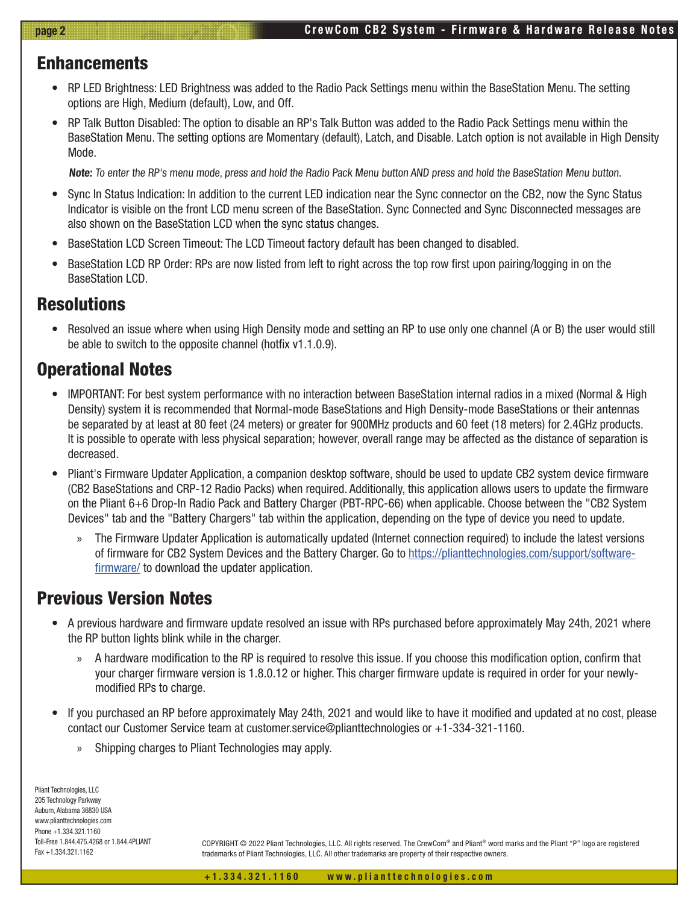## Enhancements

- RP LED Brightness: LED Brightness was added to the Radio Pack Settings menu within the BaseStation Menu. The setting options are High, Medium (default), Low, and Off.
- RP Talk Button Disabled: The option to disable an RP's Talk Button was added to the Radio Pack Settings menu within the BaseStation Menu. The setting options are Momentary (default), Latch, and Disable. Latch option is not available in High Density Mode.

  ***Note:*** *To enter the RP's menu mode, press and hold the Radio Pack Menu button AND press and hold the BaseStation Menu button.*

- Sync In Status Indication: In addition to the current LED indication near the Sync connector on the CB2, now the Sync Status Indicator is visible on the front LCD menu screen of the BaseStation. Sync Connected and Sync Disconnected messages are also shown on the BaseStation LCD when the sync status changes.
- BaseStation LCD Screen Timeout: The LCD Timeout factory default has been changed to disabled.
- BaseStation LCD RP Order: RPs are now listed from left to right across the top row first upon pairing/logging in on the BaseStation LCD.

## Resolutions

- Resolved an issue where when using High Density mode and setting an RP to use only one channel (A or B) the user would still be able to switch to the opposite channel (hotfix v1.1.0.9).

## Operational Notes

- IMPORTANT: For best system performance with no interaction between BaseStation internal radios in a mixed (Normal & High Density) system it is recommended that Normal-mode BaseStations and High Density-mode BaseStations or their antennas be separated by at least at 80 feet (24 meters) or greater for 900MHz products and 60 feet (18 meters) for 2.4GHz products. It is possible to operate with less physical separation; however, overall range may be affected as the distance of separation is decreased.
- Pliant's Firmware Updater Application, a companion desktop software, should be used to update CB2 system device firmware (CB2 BaseStations and CRP-12 Radio Packs) when required. Additionally, this application allows users to update the firmware on the Pliant 6+6 Drop-In Radio Pack and Battery Charger (PBT-RPC-66) when applicable. Choose between the "CB2 System Devices" tab and the "Battery Chargers" tab within the application, depending on the type of device you need to update.
  - The Firmware Updater Application is automatically updated (Internet connection required) to include the latest versions of firmware for CB2 System Devices and the Battery Charger. Go to https://plianttechnologies.com/support/software-firmware/ to download the updater application.

## Previous Version Notes

- A previous hardware and firmware update resolved an issue with RPs purchased before approximately May 24th, 2021 where the RP button lights blink while in the charger.
  - A hardware modification to the RP is required to resolve this issue. If you choose this modification option, confirm that your charger firmware version is 1.8.0.12 or higher. This charger firmware update is required in order for your newly-modified RPs to charge.
- If you purchased an RP before approximately May 24th, 2021 and would like to have it modified and updated at no cost, please contact our Customer Service team at customer.service@plianttechnologies or +1-334-321-1160.
  - Shipping charges to Pliant Technologies may apply.

Pliant Technologies, LLC
205 Technology Parkway
Auburn, Alabama 36830 USA
www.plianttechnologies.com
Phone +1.334.321.1160
Toll-Free 1.844.475.4268 or 1.844.4PLIANT
Fax +1.334.321.1162

COPYRIGHT © 2022 Pliant Technologies, LLC. All rights reserved. The CrewCom® and Pliant® word marks and the Pliant "P" logo are registered trademarks of Pliant Technologies, LLC. All other trademarks are property of their respective owners.